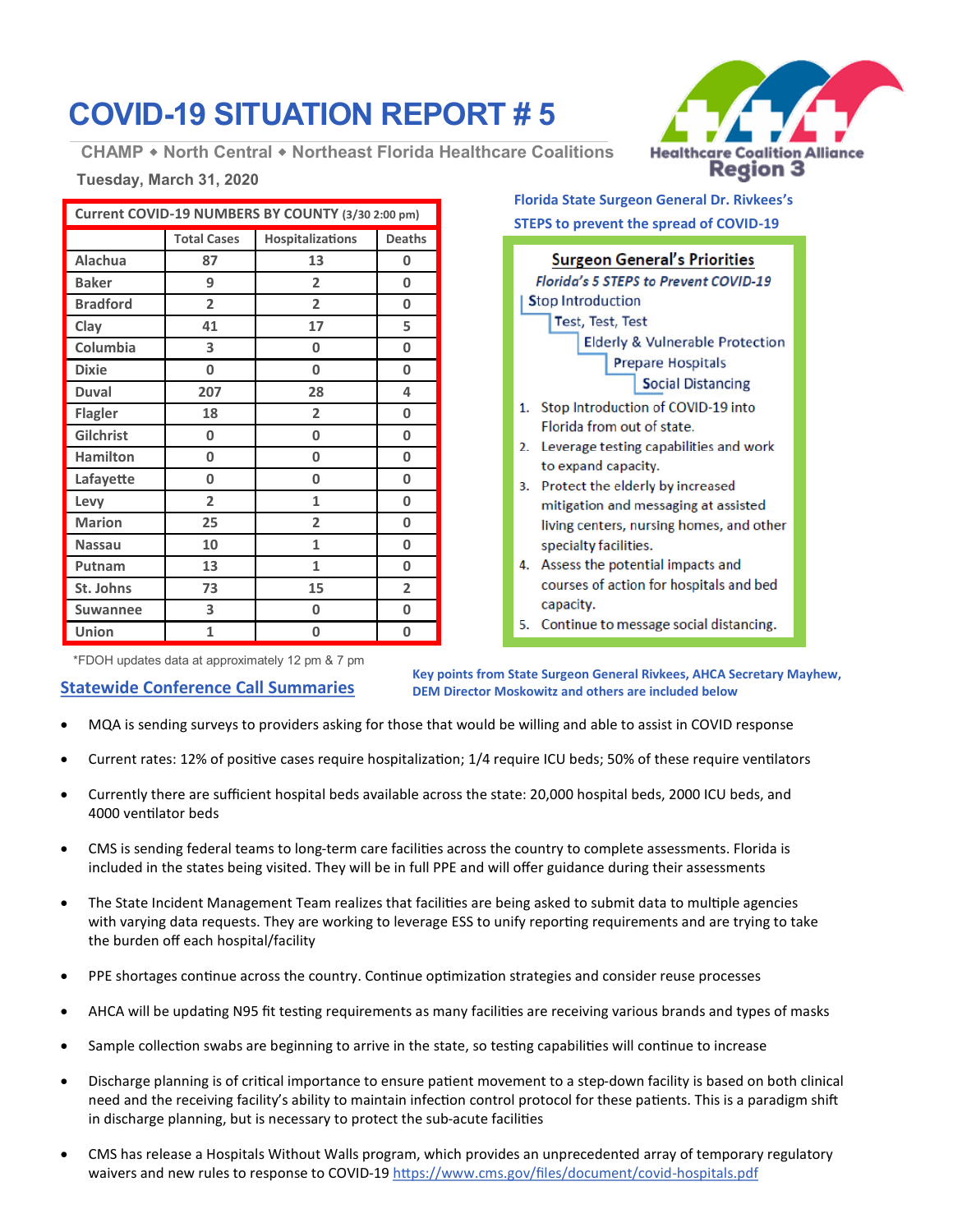# COVID-19 SITUATION REPORT # 5

CHAMP ◆ North Central ◆ Northeast Florida Healthcare Coalitions

Tuesday, March 31, 2020

Healthcare Coalition Alliance Region 3

| Current COVID-19 NUMBERS BY COUNTY (3/30 2:00 pm) | | | |
|---|---|---|---|
| | Total Cases | Hospitalizations | Deaths |
| Alachua | 87 | 13 | 0 |
| Baker | 9 | 2 | 0 |
| Bradford | 2 | 2 | 0 |
| Clay | 41 | 17 | 5 |
| Columbia | 3 | 0 | 0 |
| Dixie | 0 | 0 | 0 |
| Duval | 207 | 28 | 4 |
| Flagler | 18 | 2 | 0 |
| Gilchrist | 0 | 0 | 0 |
| Hamilton | 0 | 0 | 0 |
| Lafayette | 0 | 0 | 0 |
| Levy | 2 | 1 | 0 |
| Marion | 25 | 2 | 0 |
| Nassau | 10 | 1 | 0 |
| Putnam | 13 | 1 | 0 |
| St. Johns | 73 | 15 | 2 |
| Suwannee | 3 | 0 | 0 |
| Union | 1 | 0 | 0 |

*FDOH updates data at approximately 12 pm & 7 pm

**Florida State Surgeon General Dr. Rivkees's STEPS to prevent the spread of COVID-19**

**Surgeon General's Priorities**

*Florida's 5 STEPS to Prevent COVID-19*

- Stop Introduction
- Test, Test, Test
- Elderly & Vulnerable Protection
- Prepare Hospitals
- Social Distancing

1. Stop Introduction of COVID-19 into Florida from out of state.
2. Leverage testing capabilities and work to expand capacity.
3. Protect the elderly by increased mitigation and messaging at assisted living centers, nursing homes, and other specialty facilities.
4. Assess the potential impacts and courses of action for hospitals and bed capacity.
5. Continue to message social distancing.

## Statewide Conference Call Summaries

**Key points from State Surgeon General Rivkees, AHCA Secretary Mayhew, DEM Director Moskowitz and others are included below**

- MQA is sending surveys to providers asking for those that would be willing and able to assist in COVID response
- Current rates: 12% of positive cases require hospitalization; 1/4 require ICU beds; 50% of these require ventilators
- Currently there are sufficient hospital beds available across the state: 20,000 hospital beds, 2000 ICU beds, and 4000 ventilator beds
- CMS is sending federal teams to long-term care facilities across the country to complete assessments. Florida is included in the states being visited. They will be in full PPE and will offer guidance during their assessments
- The State Incident Management Team realizes that facilities are being asked to submit data to multiple agencies with varying data requests. They are working to leverage ESS to unify reporting requirements and are trying to take the burden off each hospital/facility
- PPE shortages continue across the country. Continue optimization strategies and consider reuse processes
- AHCA will be updating N95 fit testing requirements as many facilities are receiving various brands and types of masks
- Sample collection swabs are beginning to arrive in the state, so testing capabilities will continue to increase
- Discharge planning is of critical importance to ensure patient movement to a step-down facility is based on both clinical need and the receiving facility's ability to maintain infection control protocol for these patients. This is a paradigm shift in discharge planning, but is necessary to protect the sub-acute facilities
- CMS has release a Hospitals Without Walls program, which provides an unprecedented array of temporary regulatory waivers and new rules to response to COVID-19 https://www.cms.gov/files/document/covid-hospitals.pdf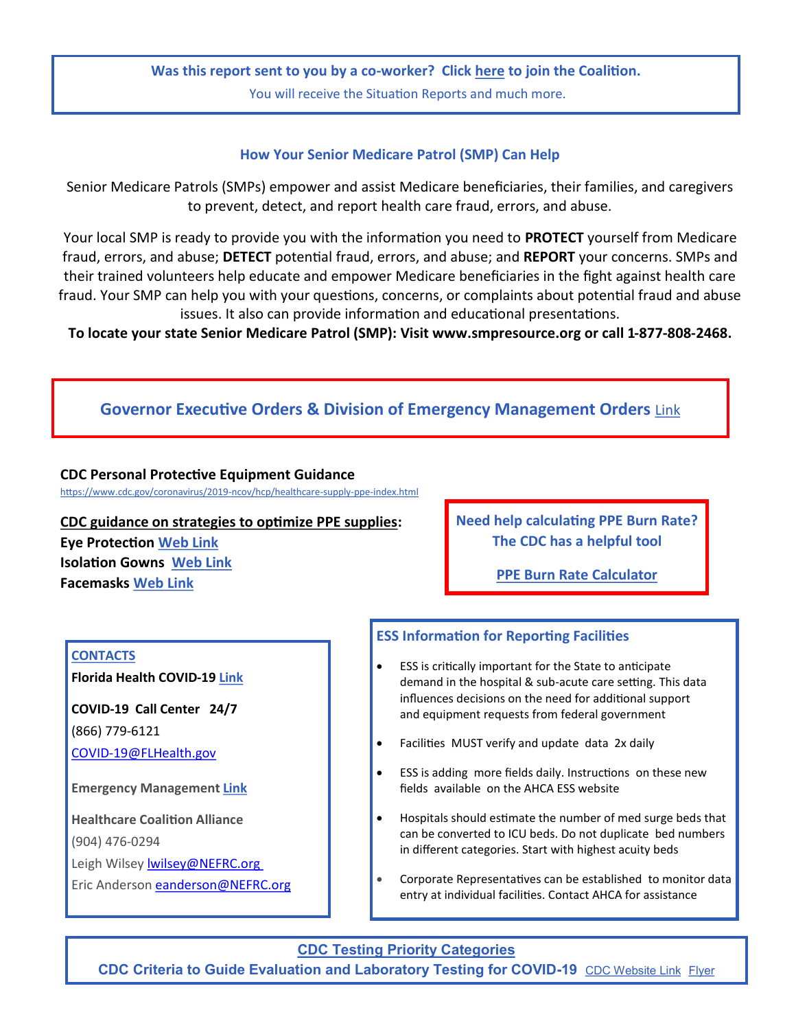**Was this report sent to you by a co-worker? Click here to join the Coalition.**

You will receive the Situation Reports and much more.

## How Your Senior Medicare Patrol (SMP) Can Help

Senior Medicare Patrols (SMPs) empower and assist Medicare beneficiaries, their families, and caregivers to prevent, detect, and report health care fraud, errors, and abuse.

Your local SMP is ready to provide you with the information you need to **PROTECT** yourself from Medicare fraud, errors, and abuse; **DETECT** potential fraud, errors, and abuse; and **REPORT** your concerns. SMPs and their trained volunteers help educate and empower Medicare beneficiaries in the fight against health care fraud. Your SMP can help you with your questions, concerns, or complaints about potential fraud and abuse issues. It also can provide information and educational presentations.

**To locate your state Senior Medicare Patrol (SMP): Visit www.smpresource.org or call 1-877-808-2468.**

## Governor Executive Orders & Division of Emergency Management Orders Link

**CDC Personal Protective Equipment Guidance**

https://www.cdc.gov/coronavirus/2019-ncov/hcp/healthcare-supply-ppe-index.html

**CDC guidance on strategies to optimize PPE supplies:**

**Eye Protection** Web Link

**Isolation Gowns** Web Link

**Facemasks** Web Link

**Need help calculating PPE Burn Rate? The CDC has a helpful tool**

**PPE Burn Rate Calculator**

**CONTACTS**

**Florida Health COVID-19** Link

**COVID-19 Call Center 24/7**

(866) 779-6121

COVID-19@FLHealth.gov

**Emergency Management** Link

**Healthcare Coalition Alliance**

(904) 476-0294

Leigh Wilsey lwilsey@NEFRC.org

Eric Anderson eanderson@NEFRC.org

### ESS Information for Reporting Facilities

- ESS is critically important for the State to anticipate demand in the hospital & sub-acute care setting. This data influences decisions on the need for additional support and equipment requests from federal government
- Facilities MUST verify and update data 2x daily
- ESS is adding more fields daily. Instructions on these new fields available on the AHCA ESS website
- Hospitals should estimate the number of med surge beds that can be converted to ICU beds. Do not duplicate bed numbers in different categories. Start with highest acuity beds
- Corporate Representatives can be established to monitor data entry at individual facilities. Contact AHCA for assistance

**CDC Testing Priority Categories**

**CDC Criteria to Guide Evaluation and Laboratory Testing for COVID-19** CDC Website Link Flyer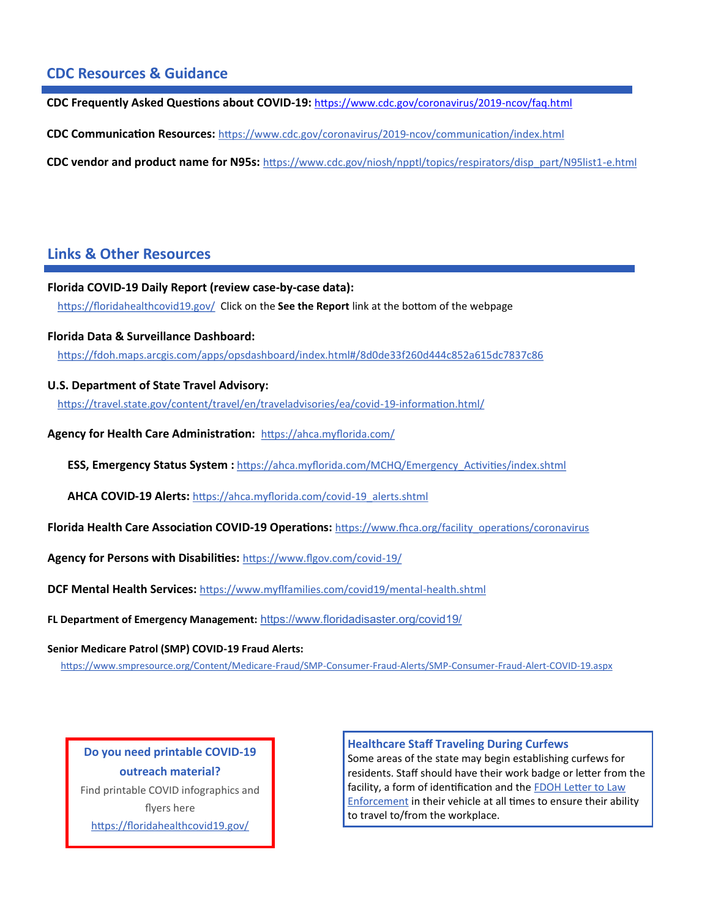## CDC Resources & Guidance

**CDC Frequently Asked Questions about COVID-19:** https://www.cdc.gov/coronavirus/2019-ncov/faq.html

**CDC Communication Resources:** https://www.cdc.gov/coronavirus/2019-ncov/communication/index.html

**CDC vendor and product name for N95s:** https://www.cdc.gov/niosh/npptl/topics/respirators/disp_part/N95list1-e.html

## Links & Other Resources

**Florida COVID-19 Daily Report (review case-by-case data):**
https://floridahealthcovid19.gov/ Click on the **See the Report** link at the bottom of the webpage

**Florida Data & Surveillance Dashboard:**
https://fdoh.maps.arcgis.com/apps/opsdashboard/index.html#/8d0de33f260d444c852a615dc7837c86

**U.S. Department of State Travel Advisory:**
https://travel.state.gov/content/travel/en/traveladvisories/ea/covid-19-information.html/

**Agency for Health Care Administration:** https://ahca.myflorida.com/

- **ESS, Emergency Status System :** https://ahca.myflorida.com/MCHQ/Emergency_Activities/index.shtml
- **AHCA COVID-19 Alerts:** https://ahca.myflorida.com/covid-19_alerts.shtml

**Florida Health Care Association COVID-19 Operations:** https://www.fhca.org/facility_operations/coronavirus

**Agency for Persons with Disabilities:** https://www.flgov.com/covid-19/

**DCF Mental Health Services:** https://www.myflfamilies.com/covid19/mental-health.shtml

**FL Department of Emergency Management:** https://www.floridadisaster.org/covid19/

**Senior Medicare Patrol (SMP) COVID-19 Fraud Alerts:**
https://www.smpresource.org/Content/Medicare-Fraud/SMP-Consumer-Fraud-Alerts/SMP-Consumer-Fraud-Alert-COVID-19.aspx

**Do you need printable COVID-19 outreach material?**

Find printable COVID infographics and flyers here
https://floridahealthcovid19.gov/

**Healthcare Staff Traveling During Curfews**

Some areas of the state may begin establishing curfews for residents. Staff should have their work badge or letter from the facility, a form of identification and the FDOH Letter to Law Enforcement in their vehicle at all times to ensure their ability to travel to/from the workplace.